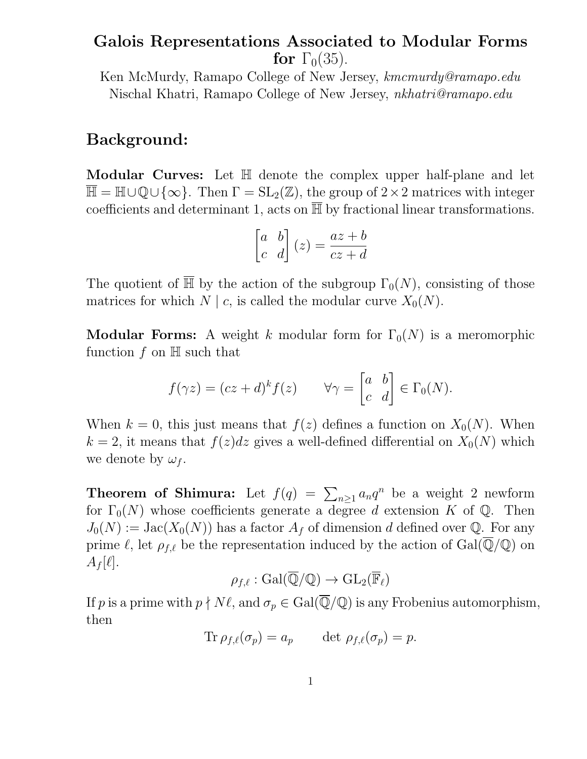# Galois Representations Associated to Modular Forms for $\Gamma_0(35)$.

Ken McMurdy, Ramapo College of New Jersey, *kmcmurdy@ramapo.edu*
Nischal Khatri, Ramapo College of New Jersey, *nkhatri@ramapo.edu*

## Background:

**Modular Curves:** Let $\mathbb{H}$ denote the complex upper half-plane and let $\overline{\mathbb{H}} = \mathbb{H} \cup \mathbb{Q} \cup \{\infty\}$. Then $\Gamma = \mathrm{SL}_2(\mathbb{Z})$, the group of $2 \times 2$ matrices with integer coefficients and determinant 1, acts on $\overline{\mathbb{H}}$ by fractional linear transformations.

$$\begin{bmatrix} a & b \\ c & d \end{bmatrix} (z) = \frac{az + b}{cz + d}$$

The quotient of $\overline{\mathbb{H}}$ by the action of the subgroup $\Gamma_0(N)$, consisting of those matrices for which $N \mid c$, is called the modular curve $X_0(N)$.

**Modular Forms:** A weight $k$ modular form for $\Gamma_0(N)$ is a meromorphic function $f$ on $\mathbb{H}$ such that

$$f(\gamma z) = (cz + d)^k f(z) \qquad \forall \gamma = \begin{bmatrix} a & b \\ c & d \end{bmatrix} \in \Gamma_0(N).$$

When $k = 0$, this just means that $f(z)$ defines a function on $X_0(N)$. When $k = 2$, it means that $f(z)dz$ gives a well-defined differential on $X_0(N)$ which we denote by $\omega_f$.

**Theorem of Shimura:** Let $f(q) = \sum_{n \geq 1} a_n q^n$ be a weight 2 newform for $\Gamma_0(N)$ whose coefficients generate a degree $d$ extension $K$ of $\mathbb{Q}$. Then $J_0(N) := \mathrm{Jac}(X_0(N))$ has a factor $A_f$ of dimension $d$ defined over $\mathbb{Q}$. For any prime $\ell$, let $\rho_{f,\ell}$ be the representation induced by the action of $\mathrm{Gal}(\overline{\mathbb{Q}}/\mathbb{Q})$ on $A_f[\ell]$.

$$\rho_{f,\ell} : \mathrm{Gal}(\overline{\mathbb{Q}}/\mathbb{Q}) \to \mathrm{GL}_2(\overline{\mathbb{F}}_\ell)$$

If $p$ is a prime with $p \nmid N\ell$, and $\sigma_p \in \mathrm{Gal}(\overline{\mathbb{Q}}/\mathbb{Q})$ is any Frobenius automorphism, then

$$\mathrm{Tr}\, \rho_{f,\ell}(\sigma_p) = a_p \qquad \det\, \rho_{f,\ell}(\sigma_p) = p.$$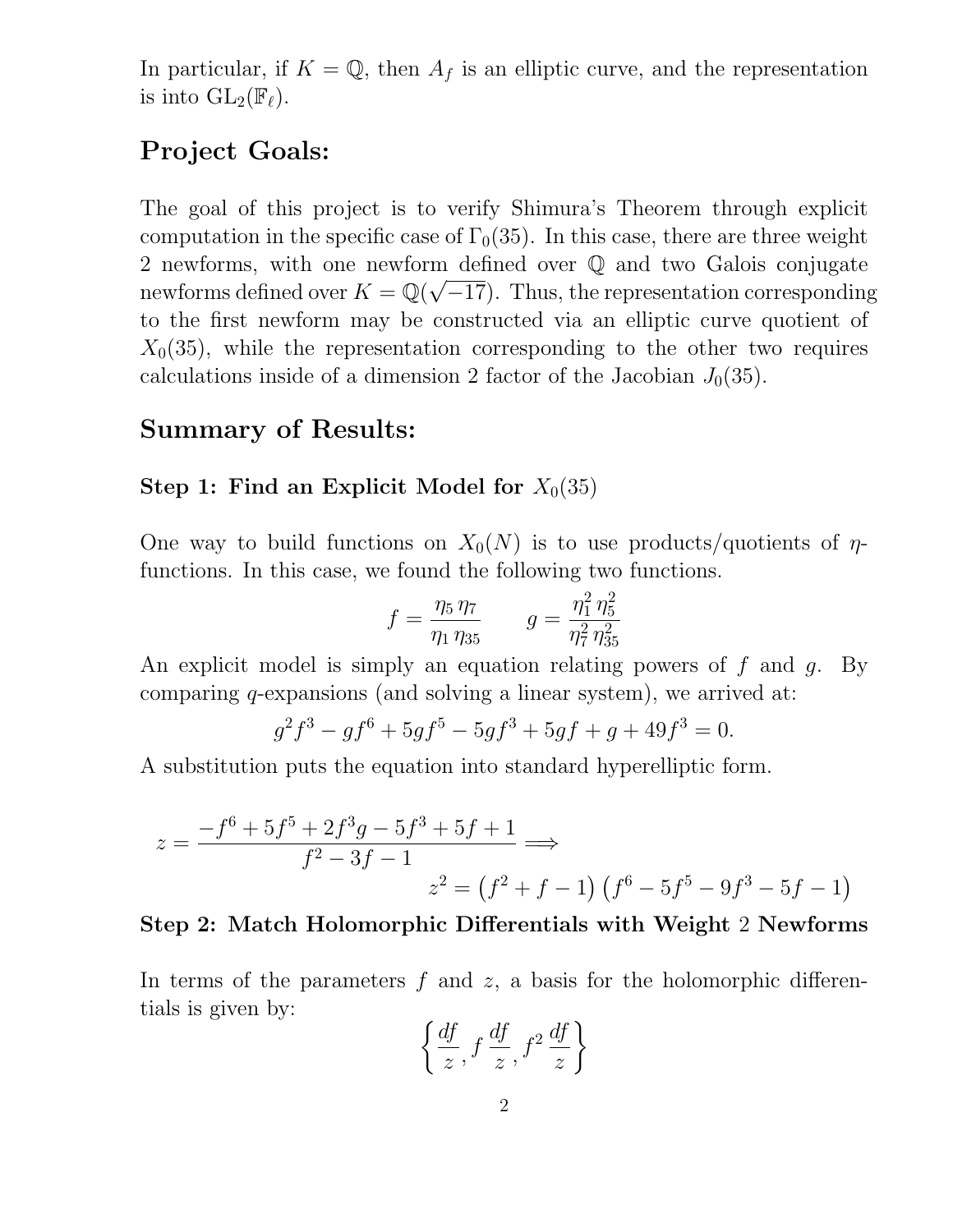In particular, if $K = \mathbb{Q}$, then $A_f$ is an elliptic curve, and the representation is into $\mathrm{GL}_2(\mathbb{F}_\ell)$.

## Project Goals:

The goal of this project is to verify Shimura's Theorem through explicit computation in the specific case of $\Gamma_0(35)$. In this case, there are three weight 2 newforms, with one newform defined over $\mathbb{Q}$ and two Galois conjugate newforms defined over $K = \mathbb{Q}(\sqrt{-17})$. Thus, the representation corresponding to the first newform may be constructed via an elliptic curve quotient of $X_0(35)$, while the representation corresponding to the other two requires calculations inside of a dimension 2 factor of the Jacobian $J_0(35)$.

## Summary of Results:

### Step 1: Find an Explicit Model for $X_0(35)$

One way to build functions on $X_0(N)$ is to use products/quotients of $\eta$-functions. In this case, we found the following two functions.

$$f = \frac{\eta_5 \, \eta_7}{\eta_1 \, \eta_{35}} \qquad g = \frac{\eta_1^2 \, \eta_5^2}{\eta_7^2 \, \eta_{35}^2}$$

An explicit model is simply an equation relating powers of $f$ and $g$. By comparing $q$-expansions (and solving a linear system), we arrived at:

$$g^2 f^3 - g f^6 + 5 g f^5 - 5 g f^3 + 5 g f + g + 49 f^3 = 0.$$

A substitution puts the equation into standard hyperelliptic form.

$$z = \frac{-f^6 + 5f^5 + 2f^3 g - 5f^3 + 5f + 1}{f^2 - 3f - 1} \Longrightarrow$$
$$z^2 = \left(f^2 + f - 1\right)\left(f^6 - 5f^5 - 9f^3 - 5f - 1\right)$$

### Step 2: Match Holomorphic Differentials with Weight 2 Newforms

In terms of the parameters $f$ and $z$, a basis for the holomorphic differentials is given by:

$$\left\{ \frac{df}{z}, f\,\frac{df}{z}, f^2\,\frac{df}{z} \right\}$$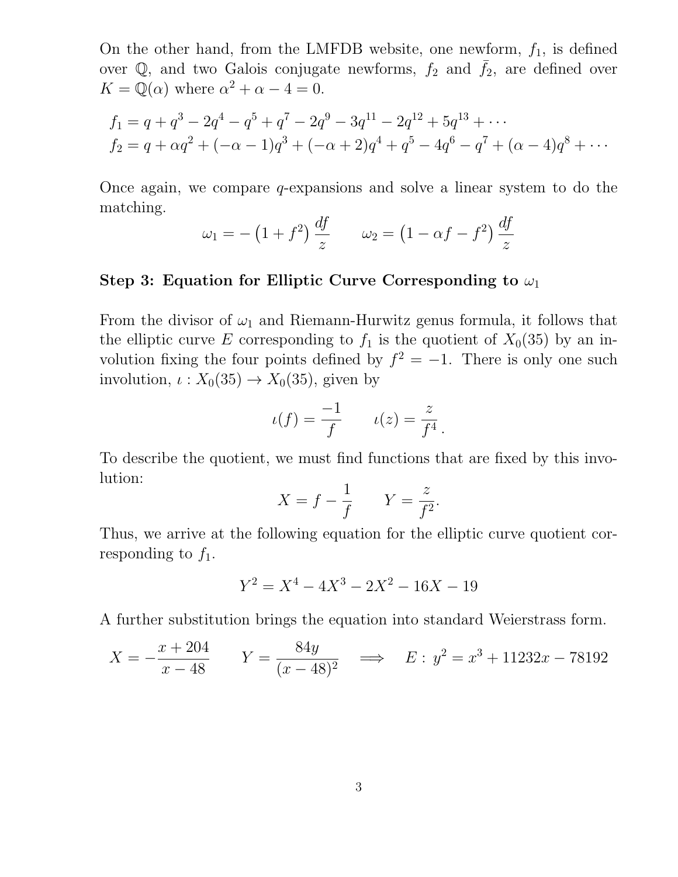On the other hand, from the LMFDB website, one newform, $f_1$, is defined over $\mathbb{Q}$, and two Galois conjugate newforms, $f_2$ and $\bar{f}_2$, are defined over $K = \mathbb{Q}(\alpha)$ where $\alpha^2 + \alpha - 4 = 0$.

$$
\begin{aligned}
f_1 &= q + q^3 - 2q^4 - q^5 + q^7 - 2q^9 - 3q^{11} - 2q^{12} + 5q^{13} + \cdots \\
f_2 &= q + \alpha q^2 + (-\alpha - 1)q^3 + (-\alpha + 2)q^4 + q^5 - 4q^6 - q^7 + (\alpha - 4)q^8 + \cdots
\end{aligned}
$$

Once again, we compare $q$-expansions and solve a linear system to do the matching.

$$
\omega_1 = -\left(1 + f^2\right)\frac{df}{z} \qquad \omega_2 = \left(1 - \alpha f - f^2\right)\frac{df}{z}
$$

### Step 3: Equation for Elliptic Curve Corresponding to $\omega_1$

From the divisor of $\omega_1$ and Riemann-Hurwitz genus formula, it follows that the elliptic curve $E$ corresponding to $f_1$ is the quotient of $X_0(35)$ by an involution fixing the four points defined by $f^2 = -1$. There is only one such involution, $\iota : X_0(35) \to X_0(35)$, given by

$$
\iota(f) = \frac{-1}{f} \qquad \iota(z) = \frac{z}{f^4}.
$$

To describe the quotient, we must find functions that are fixed by this involution:

$$
X = f - \frac{1}{f} \qquad Y = \frac{z}{f^2}.
$$

Thus, we arrive at the following equation for the elliptic curve quotient corresponding to $f_1$.

$$
Y^2 = X^4 - 4X^3 - 2X^2 - 16X - 19
$$

A further substitution brings the equation into standard Weierstrass form.

$$
X = -\frac{x + 204}{x - 48} \qquad Y = \frac{84y}{(x - 48)^2} \quad \implies \quad E : \, y^2 = x^3 + 11232x - 78192
$$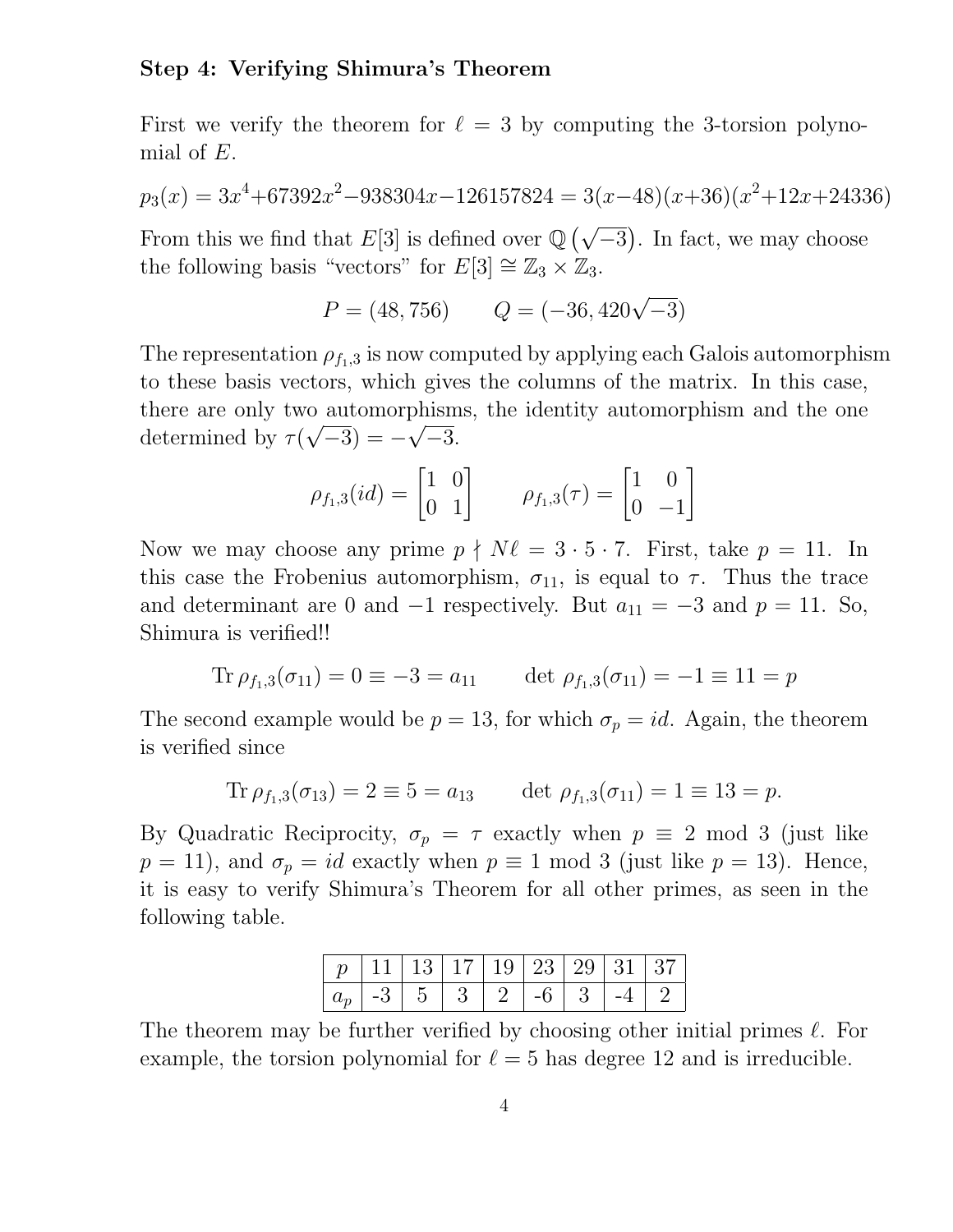### Step 4: Verifying Shimura's Theorem

First we verify the theorem for $\ell = 3$ by computing the 3-torsion polynomial of $E$.

$$p_3(x) = 3x^4 + 67392x^2 - 938304x - 126157824 = 3(x-48)(x+36)(x^2+12x+24336)$$

From this we find that $E[3]$ is defined over $\mathbb{Q}\left(\sqrt{-3}\right)$. In fact, we may choose the following basis "vectors" for $E[3] \cong \mathbb{Z}_3 \times \mathbb{Z}_3$.

$$P = (48, 756) \qquad Q = (-36, 420\sqrt{-3})$$

The representation $\rho_{f_1,3}$ is now computed by applying each Galois automorphism to these basis vectors, which gives the columns of the matrix. In this case, there are only two automorphisms, the identity automorphism and the one determined by $\tau(\sqrt{-3}) = -\sqrt{-3}$.

$$\rho_{f_1,3}(id) = \begin{bmatrix} 1 & 0 \\ 0 & 1 \end{bmatrix} \qquad \rho_{f_1,3}(\tau) = \begin{bmatrix} 1 & 0 \\ 0 & -1 \end{bmatrix}$$

Now we may choose any prime $p \nmid N\ell = 3 \cdot 5 \cdot 7$. First, take $p = 11$. In this case the Frobenius automorphism, $\sigma_{11}$, is equal to $\tau$. Thus the trace and determinant are 0 and $-1$ respectively. But $a_{11} = -3$ and $p = 11$. So, Shimura is verified!!

$$\operatorname{Tr} \rho_{f_1,3}(\sigma_{11}) = 0 \equiv -3 = a_{11} \qquad \det\, \rho_{f_1,3}(\sigma_{11}) = -1 \equiv 11 = p$$

The second example would be $p = 13$, for which $\sigma_p = id$. Again, the theorem is verified since

$$\operatorname{Tr} \rho_{f_1,3}(\sigma_{13}) = 2 \equiv 5 = a_{13} \qquad \det\, \rho_{f_1,3}(\sigma_{11}) = 1 \equiv 13 = p.$$

By Quadratic Reciprocity, $\sigma_p = \tau$ exactly when $p \equiv 2 \bmod 3$ (just like $p = 11$), and $\sigma_p = id$ exactly when $p \equiv 1 \bmod 3$ (just like $p = 13$). Hence, it is easy to verify Shimura's Theorem for all other primes, as seen in the following table.

| $p$ | 11 | 13 | 17 | 19 | 23 | 29 | 31 | 37 |
|---|---|---|---|---|---|---|---|---|
| $a_p$ | -3 | 5 | 3 | 2 | -6 | 3 | -4 | 2 |

The theorem may be further verified by choosing other initial primes $\ell$. For example, the torsion polynomial for $\ell = 5$ has degree 12 and is irreducible.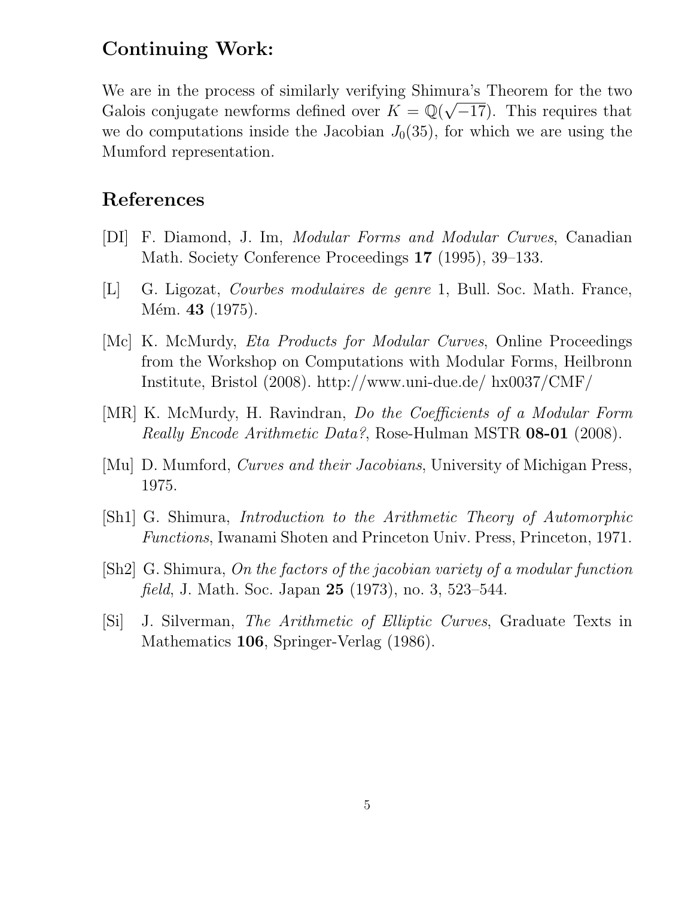## Continuing Work:

We are in the process of similarly verifying Shimura's Theorem for the two Galois conjugate newforms defined over $K = \mathbb{Q}(\sqrt{-17})$. This requires that we do computations inside the Jacobian $J_0(35)$, for which we are using the Mumford representation.

## References

[DI] F. Diamond, J. Im, *Modular Forms and Modular Curves*, Canadian Math. Society Conference Proceedings **17** (1995), 39–133.

[L] G. Ligozat, *Courbes modulaires de genre* 1, Bull. Soc. Math. France, Mém. **43** (1975).

[Mc] K. McMurdy, *Eta Products for Modular Curves*, Online Proceedings from the Workshop on Computations with Modular Forms, Heilbronn Institute, Bristol (2008). http://www.uni-due.de/ hx0037/CMF/

[MR] K. McMurdy, H. Ravindran, *Do the Coefficients of a Modular Form Really Encode Arithmetic Data?*, Rose-Hulman MSTR **08-01** (2008).

[Mu] D. Mumford, *Curves and their Jacobians*, University of Michigan Press, 1975.

[Sh1] G. Shimura, *Introduction to the Arithmetic Theory of Automorphic Functions*, Iwanami Shoten and Princeton Univ. Press, Princeton, 1971.

[Sh2] G. Shimura, *On the factors of the jacobian variety of a modular function field*, J. Math. Soc. Japan **25** (1973), no. 3, 523–544.

[Si] J. Silverman, *The Arithmetic of Elliptic Curves*, Graduate Texts in Mathematics **106**, Springer-Verlag (1986).